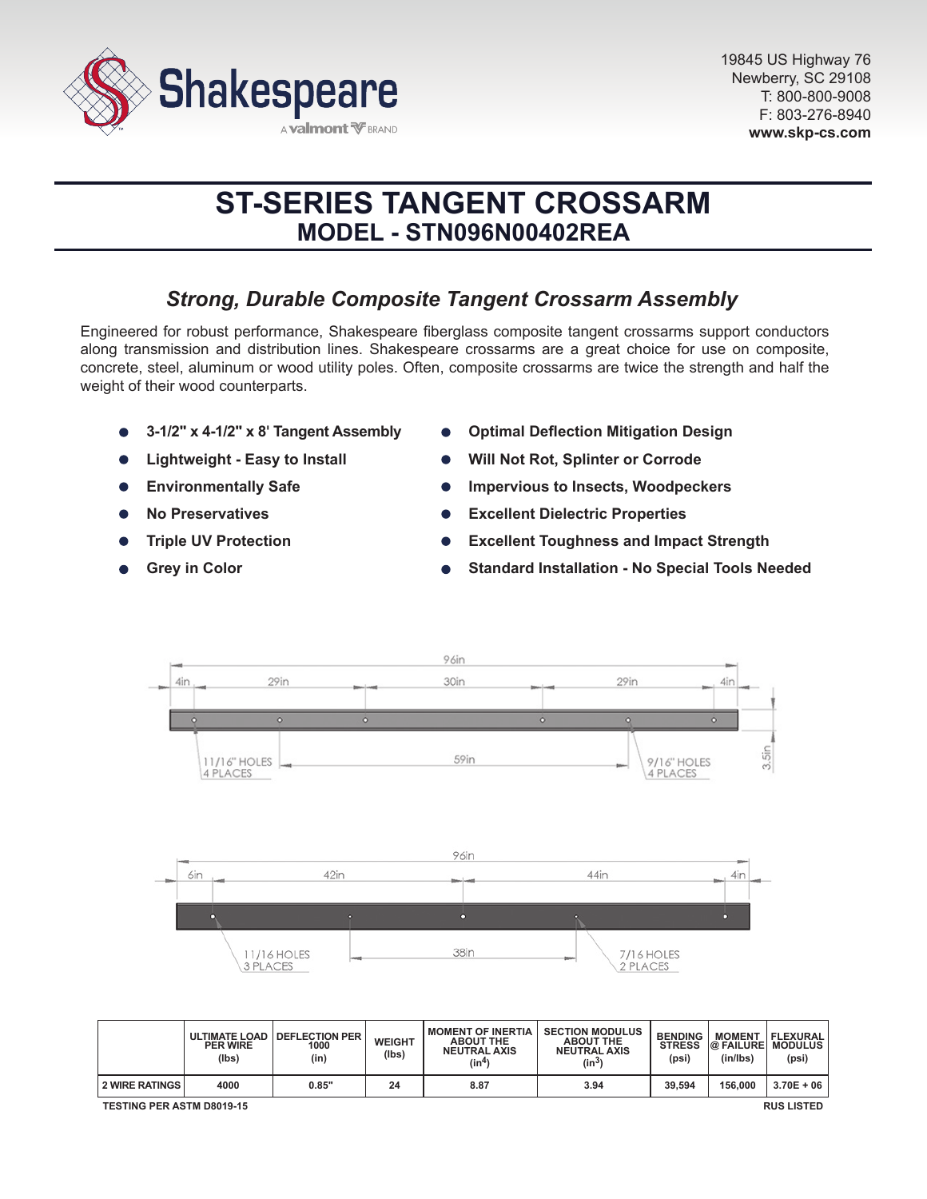Shakespeare

A valmont BRAND

19845 US Highway 76
Newberry, SC 29108
T: 800-800-9008
F: 803-276-8940
**www.skp-cs.com**

# ST-SERIES TANGENT CROSSARM
## MODEL - STN096N00402REA

### *Strong, Durable Composite Tangent Crossarm Assembly*

Engineered for robust performance, Shakespeare fiberglass composite tangent crossarms support conductors along transmission and distribution lines. Shakespeare crossarms are a great choice for use on composite, concrete, steel, aluminum or wood utility poles. Often, composite crossarms are twice the strength and half the weight of their wood counterparts.

- **3-1/2" x 4-1/2" x 8' Tangent Assembly**
- **Lightweight - Easy to Install**
- **Environmentally Safe**
- **No Preservatives**
- **Triple UV Protection**
- **Grey in Color**
- **Optimal Deflection Mitigation Design**
- **Will Not Rot, Splinter or Corrode**
- **Impervious to Insects, Woodpeckers**
- **Excellent Dielectric Properties**
- **Excellent Toughness and Impact Strength**
- **Standard Installation - No Special Tools Needed**

96in; 4in, 29in, 30in, 29in, 4in; 11/16" HOLES 4 PLACES; 59in; 9/16" HOLES 4 PLACES; 3.5in

96in; 6in, 42in, 44in, 4in; 11/16 HOLES 3 PLACES; 38in; 7/16 HOLES 2 PLACES

| | ULTIMATE LOAD PER WIRE (lbs) | DEFLECTION PER 1000 (in) | WEIGHT (lbs) | MOMENT OF INERTIA ABOUT THE NEUTRAL AXIS ($in^4$) | SECTION MODULUS ABOUT THE NEUTRAL AXIS ($in^3$) | BENDING STRESS (psi) | MOMENT @ FAILURE (in/lbs) | FLEXURAL MODULUS (psi) |
|---|---|---|---|---|---|---|---|---|
| 2 WIRE RATINGS | 4000 | 0.85" | 24 | 8.87 | 3.94 | 39,594 | 156,000 | 3.70E + 06 |

TESTING PER ASTM D8019-15

RUS LISTED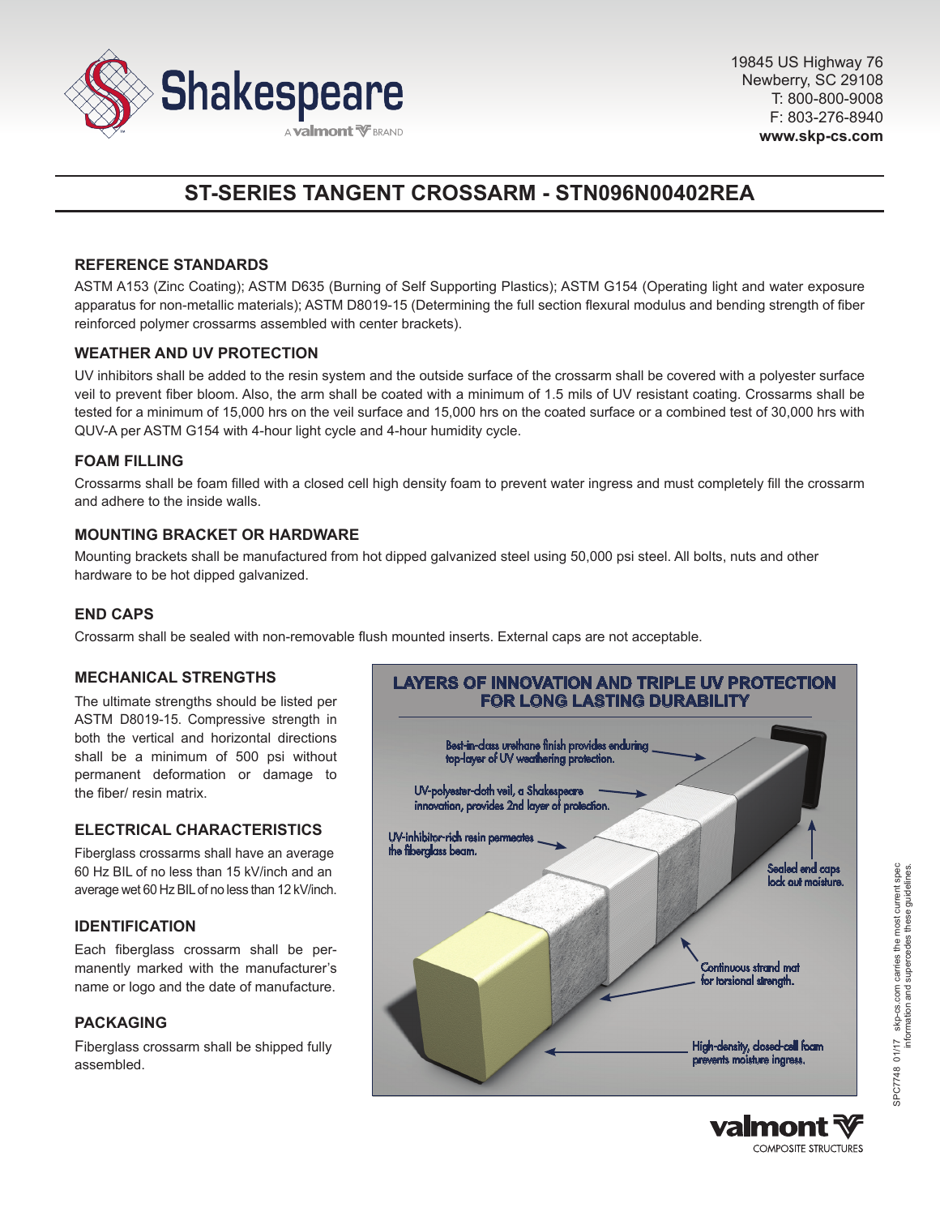Shakespeare
A valmont BRAND

19845 US Highway 76
Newberry, SC 29108
T: 800-800-9008
F: 803-276-8940
**www.skp-cs.com**

# ST-SERIES TANGENT CROSSARM - STN096N00402REA

## REFERENCE STANDARDS

ASTM A153 (Zinc Coating); ASTM D635 (Burning of Self Supporting Plastics); ASTM G154 (Operating light and water exposure apparatus for non-metallic materials); ASTM D8019-15 (Determining the full section flexural modulus and bending strength of fiber reinforced polymer crossarms assembled with center brackets).

## WEATHER AND UV PROTECTION

UV inhibitors shall be added to the resin system and the outside surface of the crossarm shall be covered with a polyester surface veil to prevent fiber bloom. Also, the arm shall be coated with a minimum of 1.5 mils of UV resistant coating. Crossarms shall be tested for a minimum of 15,000 hrs on the veil surface and 15,000 hrs on the coated surface or a combined test of 30,000 hrs with QUV-A per ASTM G154 with 4-hour light cycle and 4-hour humidity cycle.

## FOAM FILLING

Crossarms shall be foam filled with a closed cell high density foam to prevent water ingress and must completely fill the crossarm and adhere to the inside walls.

## MOUNTING BRACKET OR HARDWARE

Mounting brackets shall be manufactured from hot dipped galvanized steel using 50,000 psi steel. All bolts, nuts and other hardware to be hot dipped galvanized.

## END CAPS

Crossarm shall be sealed with non-removable flush mounted inserts. External caps are not acceptable.

## MECHANICAL STRENGTHS

The ultimate strengths should be listed per ASTM D8019-15. Compressive strength in both the vertical and horizontal directions shall be a minimum of 500 psi without permanent deformation or damage to the fiber/ resin matrix.

## ELECTRICAL CHARACTERISTICS

Fiberglass crossarms shall have an average 60 Hz BIL of no less than 15 kV/inch and an average wet 60 Hz BIL of no less than 12 kV/inch.

## IDENTIFICATION

Each fiberglass crossarm shall be permanently marked with the manufacturer's name or logo and the date of manufacture.

## PACKAGING

Fiberglass crossarm shall be shipped fully assembled.

LAYERS OF INNOVATION AND TRIPLE UV PROTECTION FOR LONG LASTING DURABILITY

Best-in-class urethane finish provides enduring top-layer of UV weathering protection.

UV-polyester-cloth veil, a Shakespeare innovation, provides 2nd layer of protection.

UV-inhibitor-rich resin permeates the fiberglass beam.

Sealed end caps lock out moisture.

Continuous strand mat for torsional strength.

High-density, closed-cell foam prevents moisture ingress.

valmont COMPOSITE STRUCTURES

SPC7748 01/17 skp-cs.com carries the most current spec information and supercedes these guidelines.